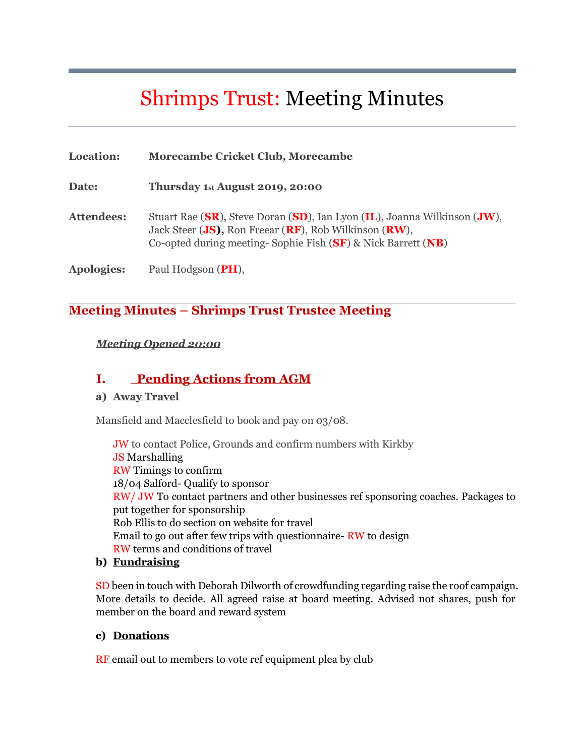# Shrimps Trust: Meeting Minutes

**Location:** **Morecambe Cricket Club, Morecambe**

**Date:** **Thursday 1st August 2019, 20:00**

**Attendees:** Stuart Rae (**SR**), Steve Doran (**SD**), Ian Lyon (**IL**), Joanna Wilkinson (**JW**), Jack Steer (**JS**), Ron Freear (**RF**), Rob Wilkinson (**RW**), Co-opted during meeting- Sophie Fish (**SF**) & Nick Barrett (**NB**)

**Apologies:** Paul Hodgson (**PH**),

## Meeting Minutes – Shrimps Trust Trustee Meeting

***Meeting Opened 20:00***

### I. Pending Actions from AGM

**a) Away Travel**

Mansfield and Macclesfield to book and pay on 03/08.

JW to contact Police, Grounds and confirm numbers with Kirkby
JS Marshalling
RW Timings to confirm
18/04 Salford- Qualify to sponsor
RW/ JW To contact partners and other businesses ref sponsoring coaches. Packages to put together for sponsorship
Rob Ellis to do section on website for travel
Email to go out after few trips with questionnaire- RW to design
RW terms and conditions of travel

**b) Fundraising**

SD been in touch with Deborah Dilworth of crowdfunding regarding raise the roof campaign. More details to decide. All agreed raise at board meeting. Advised not shares, push for member on the board and reward system

**c) Donations**

RF email out to members to vote ref equipment plea by club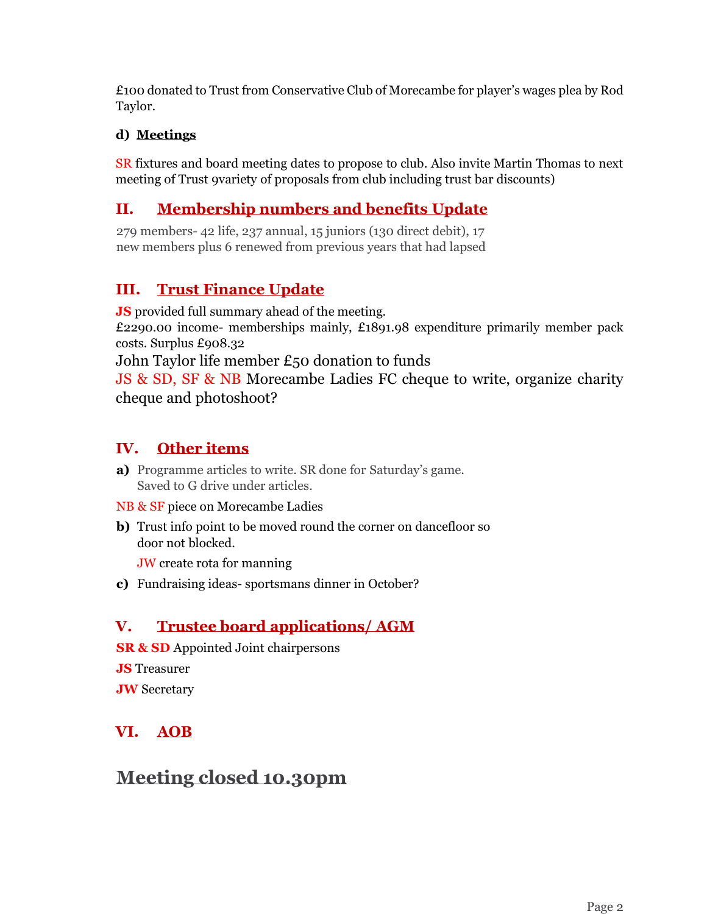£100 donated to Trust from Conservative Club of Morecambe for player's wages plea by Rod Taylor.

**d) Meetings**

SR fixtures and board meeting dates to propose to club. Also invite Martin Thomas to next meeting of Trust 9variety of proposals from club including trust bar discounts)

## II. Membership numbers and benefits Update

279 members- 42 life, 237 annual, 15 juniors (130 direct debit), 17 new members plus 6 renewed from previous years that had lapsed

## III. Trust Finance Update

**JS** provided full summary ahead of the meeting.
£2290.00 income- memberships mainly, £1891.98 expenditure primarily member pack costs. Surplus £908.32

John Taylor life member £50 donation to funds

JS & SD, SF & NB Morecambe Ladies FC cheque to write, organize charity cheque and photoshoot?

## IV. Other items

**a)** Programme articles to write. SR done for Saturday's game. Saved to G drive under articles.

NB & SF piece on Morecambe Ladies

**b)** Trust info point to be moved round the corner on dancefloor so door not blocked.

JW create rota for manning

**c)** Fundraising ideas- sportsmans dinner in October?

## V. Trustee board applications/ AGM

**SR & SD** Appointed Joint chairpersons

**JS** Treasurer

**JW** Secretary

## VI. AOB

# Meeting closed 10.30pm